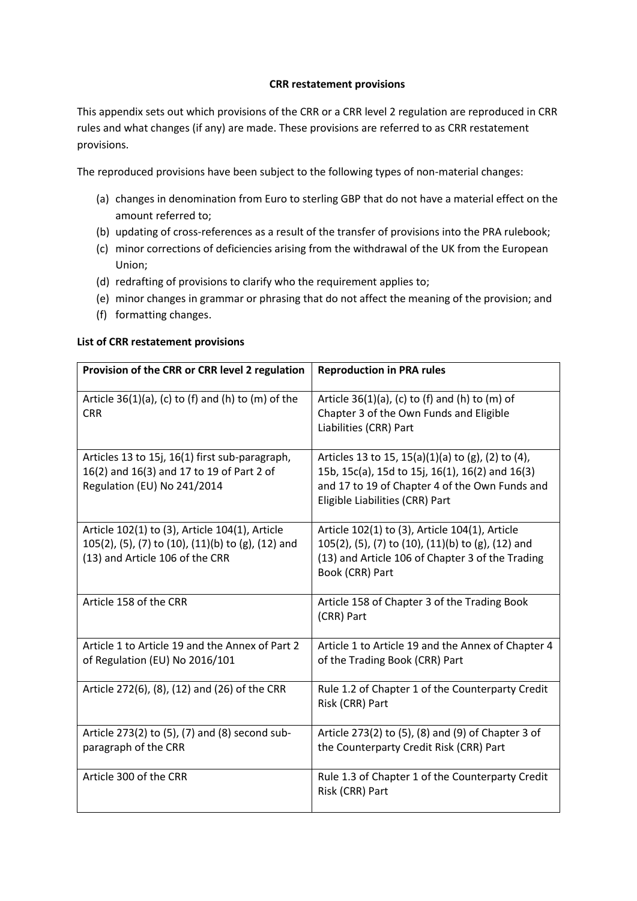**CRR restatement provisions**

This appendix sets out which provisions of the CRR or a CRR level 2 regulation are reproduced in CRR rules and what changes (if any) are made. These provisions are referred to as CRR restatement provisions.

The reproduced provisions have been subject to the following types of non-material changes:

(a) changes in denomination from Euro to sterling GBP that do not have a material effect on the amount referred to;
(b) updating of cross-references as a result of the transfer of provisions into the PRA rulebook;
(c) minor corrections of deficiencies arising from the withdrawal of the UK from the European Union;
(d) redrafting of provisions to clarify who the requirement applies to;
(e) minor changes in grammar or phrasing that do not affect the meaning of the provision; and
(f) formatting changes.

**List of CRR restatement provisions**

| Provision of the CRR or CRR level 2 regulation | Reproduction in PRA rules |
|---|---|
| Article 36(1)(a), (c) to (f) and (h) to (m) of the CRR | Article 36(1)(a), (c) to (f) and (h) to (m) of Chapter 3 of the Own Funds and Eligible Liabilities (CRR) Part |
| Articles 13 to 15j, 16(1) first sub-paragraph, 16(2) and 16(3) and 17 to 19 of Part 2 of Regulation (EU) No 241/2014 | Articles 13 to 15, 15(a)(1)(a) to (g), (2) to (4), 15b, 15c(a), 15d to 15j, 16(1), 16(2) and 16(3) and 17 to 19 of Chapter 4 of the Own Funds and Eligible Liabilities (CRR) Part |
| Article 102(1) to (3), Article 104(1), Article 105(2), (5), (7) to (10), (11)(b) to (g), (12) and (13) and Article 106 of the CRR | Article 102(1) to (3), Article 104(1), Article 105(2), (5), (7) to (10), (11)(b) to (g), (12) and (13) and Article 106 of Chapter 3 of the Trading Book (CRR) Part |
| Article 158 of the CRR | Article 158 of Chapter 3 of the Trading Book (CRR) Part |
| Article 1 to Article 19 and the Annex of Part 2 of Regulation (EU) No 2016/101 | Article 1 to Article 19 and the Annex of Chapter 4 of the Trading Book (CRR) Part |
| Article 272(6), (8), (12) and (26) of the CRR | Rule 1.2 of Chapter 1 of the Counterparty Credit Risk (CRR) Part |
| Article 273(2) to (5), (7) and (8) second sub-paragraph of the CRR | Article 273(2) to (5), (8) and (9) of Chapter 3 of the Counterparty Credit Risk (CRR) Part |
| Article 300 of the CRR | Rule 1.3 of Chapter 1 of the Counterparty Credit Risk (CRR) Part |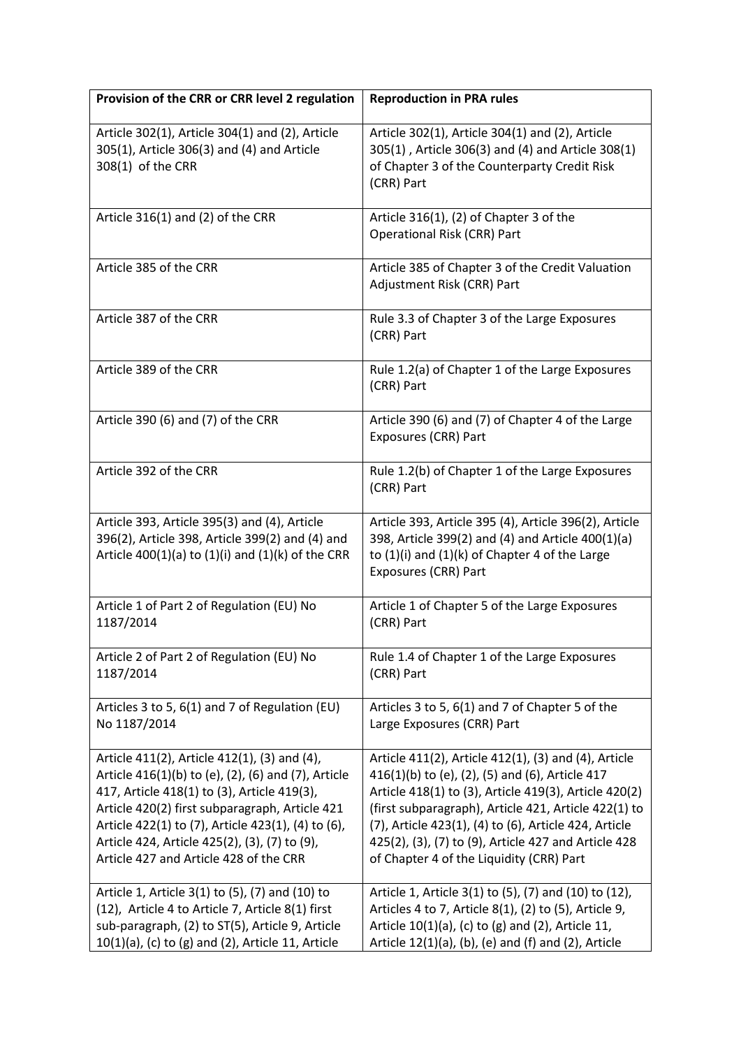| Provision of the CRR or CRR level 2 regulation | Reproduction in PRA rules |
|---|---|
| Article 302(1), Article 304(1) and (2), Article 305(1), Article 306(3) and (4) and Article 308(1) of the CRR | Article 302(1), Article 304(1) and (2), Article 305(1) , Article 306(3) and (4) and Article 308(1) of Chapter 3 of the Counterparty Credit Risk (CRR) Part |
| Article 316(1) and (2) of the CRR | Article 316(1), (2) of Chapter 3 of the Operational Risk (CRR) Part |
| Article 385 of the CRR | Article 385 of Chapter 3 of the Credit Valuation Adjustment Risk (CRR) Part |
| Article 387 of the CRR | Rule 3.3 of Chapter 3 of the Large Exposures (CRR) Part |
| Article 389 of the CRR | Rule 1.2(a) of Chapter 1 of the Large Exposures (CRR) Part |
| Article 390 (6) and (7) of the CRR | Article 390 (6) and (7) of Chapter 4 of the Large Exposures (CRR) Part |
| Article 392 of the CRR | Rule 1.2(b) of Chapter 1 of the Large Exposures (CRR) Part |
| Article 393, Article 395(3) and (4), Article 396(2), Article 398, Article 399(2) and (4) and Article 400(1)(a) to (1)(i) and (1)(k) of the CRR | Article 393, Article 395 (4), Article 396(2), Article 398, Article 399(2) and (4) and Article 400(1)(a) to (1)(i) and (1)(k) of Chapter 4 of the Large Exposures (CRR) Part |
| Article 1 of Part 2 of Regulation (EU) No 1187/2014 | Article 1 of Chapter 5 of the Large Exposures (CRR) Part |
| Article 2 of Part 2 of Regulation (EU) No 1187/2014 | Rule 1.4 of Chapter 1 of the Large Exposures (CRR) Part |
| Articles 3 to 5, 6(1) and 7 of Regulation (EU) No 1187/2014 | Articles 3 to 5, 6(1) and 7 of Chapter 5 of the Large Exposures (CRR) Part |
| Article 411(2), Article 412(1), (3) and (4), Article 416(1)(b) to (e), (2), (6) and (7), Article 417, Article 418(1) to (3), Article 419(3), Article 420(2) first subparagraph, Article 421 Article 422(1) to (7), Article 423(1), (4) to (6), Article 424, Article 425(2), (3), (7) to (9), Article 427 and Article 428 of the CRR | Article 411(2), Article 412(1), (3) and (4), Article 416(1)(b) to (e), (2), (5) and (6), Article 417 Article 418(1) to (3), Article 419(3), Article 420(2) (first subparagraph), Article 421, Article 422(1) to (7), Article 423(1), (4) to (6), Article 424, Article 425(2), (3), (7) to (9), Article 427 and Article 428 of Chapter 4 of the Liquidity (CRR) Part |
| Article 1, Article 3(1) to (5), (7) and (10) to (12), Article 4 to Article 7, Article 8(1) first sub-paragraph, (2) to ST(5), Article 9, Article 10(1)(a), (c) to (g) and (2), Article 11, Article | Article 1, Article 3(1) to (5), (7) and (10) to (12), Articles 4 to 7, Article 8(1), (2) to (5), Article 9, Article 10(1)(a), (c) to (g) and (2), Article 11, Article 12(1)(a), (b), (e) and (f) and (2), Article |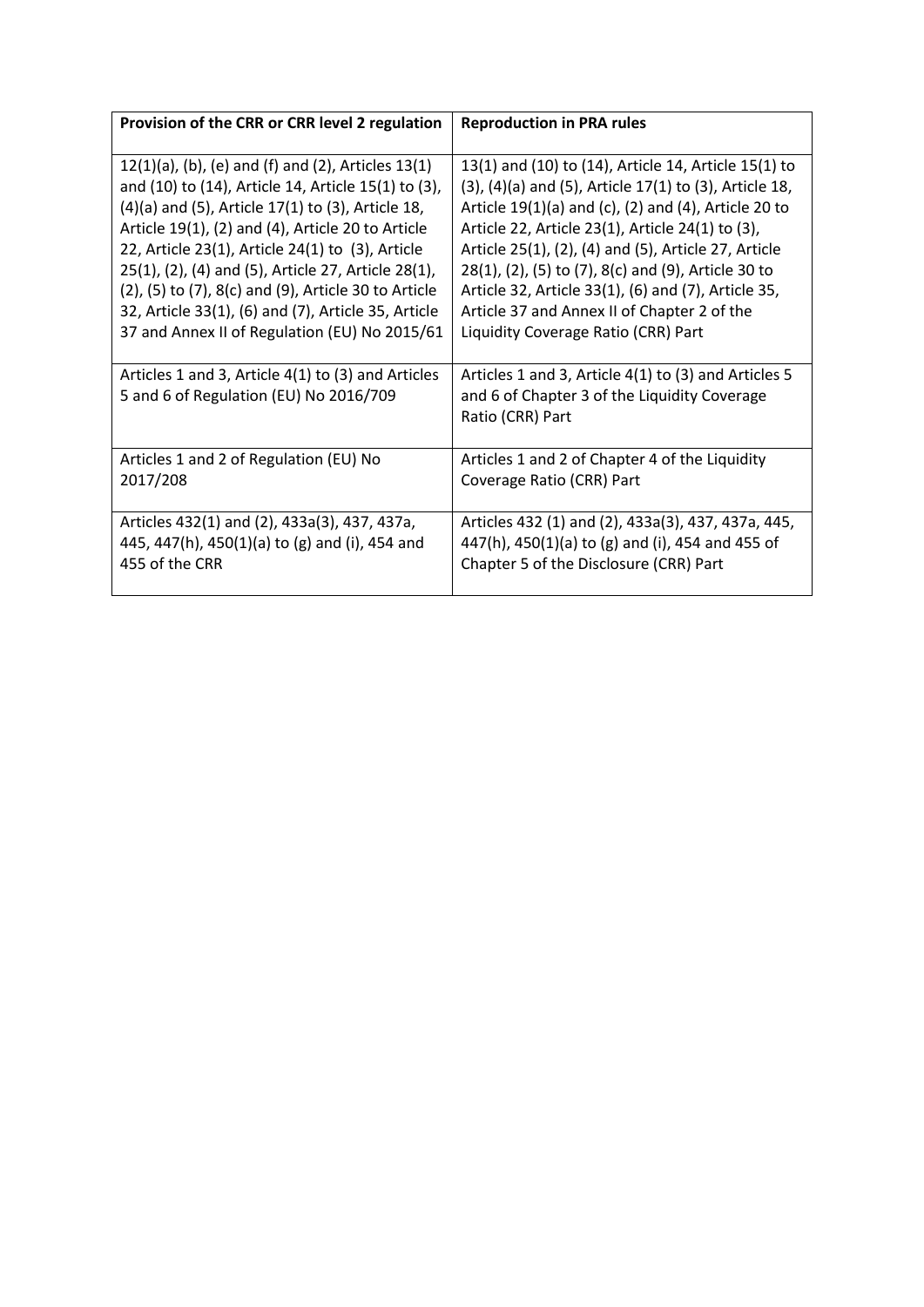| Provision of the CRR or CRR level 2 regulation | Reproduction in PRA rules |
|---|---|
| 12(1)(a), (b), (e) and (f) and (2), Articles 13(1) and (10) to (14), Article 14, Article 15(1) to (3), (4)(a) and (5), Article 17(1) to (3), Article 18, Article 19(1), (2) and (4), Article 20 to Article 22, Article 23(1), Article 24(1) to (3), Article 25(1), (2), (4) and (5), Article 27, Article 28(1), (2), (5) to (7), 8(c) and (9), Article 30 to Article 32, Article 33(1), (6) and (7), Article 35, Article 37 and Annex II of Regulation (EU) No 2015/61 | 13(1) and (10) to (14), Article 14, Article 15(1) to (3), (4)(a) and (5), Article 17(1) to (3), Article 18, Article 19(1)(a) and (c), (2) and (4), Article 20 to Article 22, Article 23(1), Article 24(1) to (3), Article 25(1), (2), (4) and (5), Article 27, Article 28(1), (2), (5) to (7), 8(c) and (9), Article 30 to Article 32, Article 33(1), (6) and (7), Article 35, Article 37 and Annex II of Chapter 2 of the Liquidity Coverage Ratio (CRR) Part |
| Articles 1 and 3, Article 4(1) to (3) and Articles 5 and 6 of Regulation (EU) No 2016/709 | Articles 1 and 3, Article 4(1) to (3) and Articles 5 and 6 of Chapter 3 of the Liquidity Coverage Ratio (CRR) Part |
| Articles 1 and 2 of Regulation (EU) No 2017/208 | Articles 1 and 2 of Chapter 4 of the Liquidity Coverage Ratio (CRR) Part |
| Articles 432(1) and (2), 433a(3), 437, 437a, 445, 447(h), 450(1)(a) to (g) and (i), 454 and 455 of the CRR | Articles 432 (1) and (2), 433a(3), 437, 437a, 445, 447(h), 450(1)(a) to (g) and (i), 454 and 455 of Chapter 5 of the Disclosure (CRR) Part |